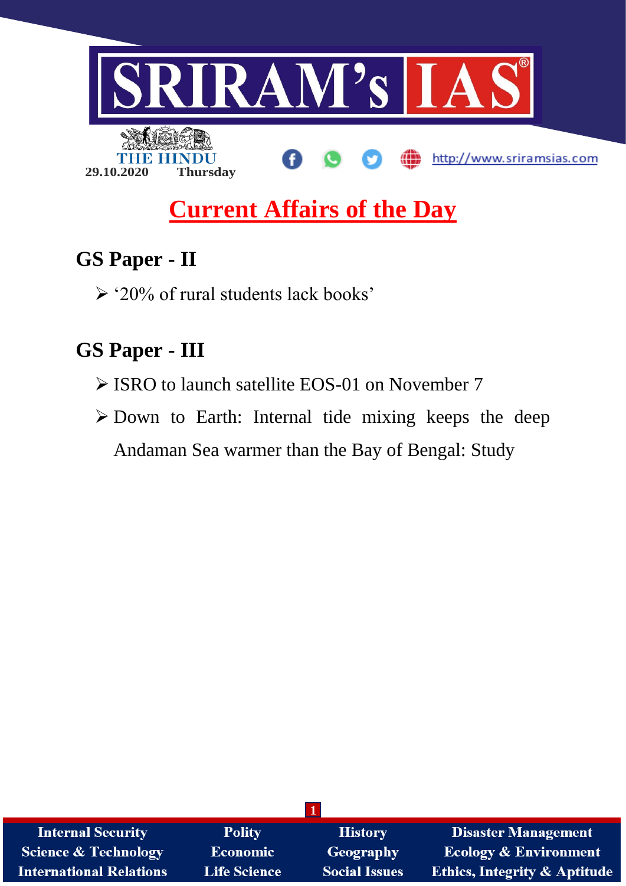SRIRAM's IAS

THE HINDU

29.10.2020 Thursday

http://www.sriramsias.com

# Current Affairs of the Day

## GS Paper - II

- '20% of rural students lack books'

## GS Paper - III

- ISRO to launch satellite EOS-01 on November 7
- Down to Earth: Internal tide mixing keeps the deep Andaman Sea warmer than the Bay of Bengal: Study

| Internal Security | Polity | History | Disaster Management |
|---|---|---|---|
| Science & Technology | Economic | Geography | Ecology & Environment |
| International Relations | Life Science | Social Issues | Ethics, Integrity & Aptitude |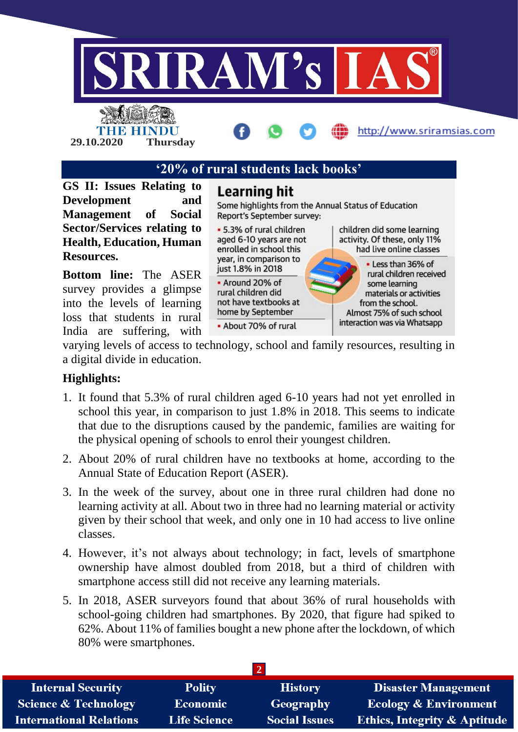## '20% of rural students lack books'

**GS II: Issues Relating to Development and Management of Social Sector/Services relating to Health, Education, Human Resources.**

**Learning hit**

Some highlights from the Annual Status of Education Report's September survey:

- 5.3% of rural children aged 6-10 years are not enrolled in school this year, in comparison to just 1.8% in 2018
- Around 20% of rural children did not have textbooks at home by September
- About 70% of rural children did some learning activity. Of these, only 11% had live online classes
- Less than 36% of rural children received some learning materials or activities from the school. Almost 75% of such school interaction was via Whatsapp

**Bottom line:** The ASER survey provides a glimpse into the levels of learning loss that students in rural India are suffering, with varying levels of access to technology, school and family resources, resulting in a digital divide in education.

**Highlights:**

1. It found that 5.3% of rural children aged 6-10 years had not yet enrolled in school this year, in comparison to just 1.8% in 2018. This seems to indicate that due to the disruptions caused by the pandemic, families are waiting for the physical opening of schools to enrol their youngest children.
2. About 20% of rural children have no textbooks at home, according to the Annual State of Education Report (ASER).
3. In the week of the survey, about one in three rural children had done no learning activity at all. About two in three had no learning material or activity given by their school that week, and only one in 10 had access to live online classes.
4. However, it's not always about technology; in fact, levels of smartphone ownership have almost doubled from 2018, but a third of children with smartphone access still did not receive any learning materials.
5. In 2018, ASER surveyors found that about 36% of rural households with school-going children had smartphones. By 2020, that figure had spiked to 62%. About 11% of families bought a new phone after the lockdown, of which 80% were smartphones.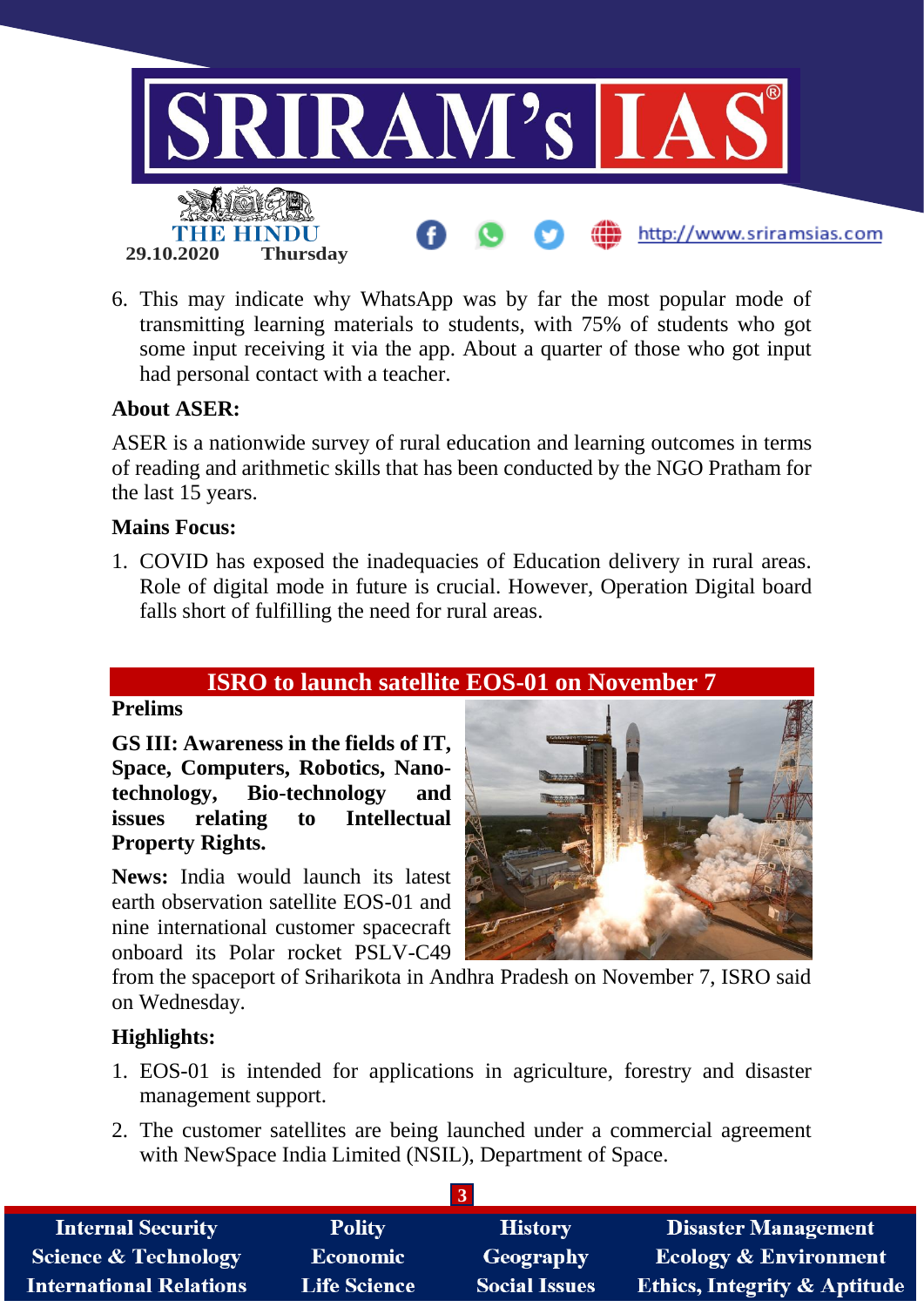6. This may indicate why WhatsApp was by far the most popular mode of transmitting learning materials to students, with 75% of students who got some input receiving it via the app. About a quarter of those who got input had personal contact with a teacher.

**About ASER:**

ASER is a nationwide survey of rural education and learning outcomes in terms of reading and arithmetic skills that has been conducted by the NGO Pratham for the last 15 years.

**Mains Focus:**

1. COVID has exposed the inadequacies of Education delivery in rural areas. Role of digital mode in future is crucial. However, Operation Digital board falls short of fulfilling the need for rural areas.

## ISRO to launch satellite EOS-01 on November 7

**Prelims**

**GS III: Awareness in the fields of IT, Space, Computers, Robotics, Nano-technology, Bio-technology and issues relating to Intellectual Property Rights.**

**News:** India would launch its latest earth observation satellite EOS-01 and nine international customer spacecraft onboard its Polar rocket PSLV-C49 from the spaceport of Sriharikota in Andhra Pradesh on November 7, ISRO said on Wednesday.

**Highlights:**

1. EOS-01 is intended for applications in agriculture, forestry and disaster management support.
2. The customer satellites are being launched under a commercial agreement with NewSpace India Limited (NSIL), Department of Space.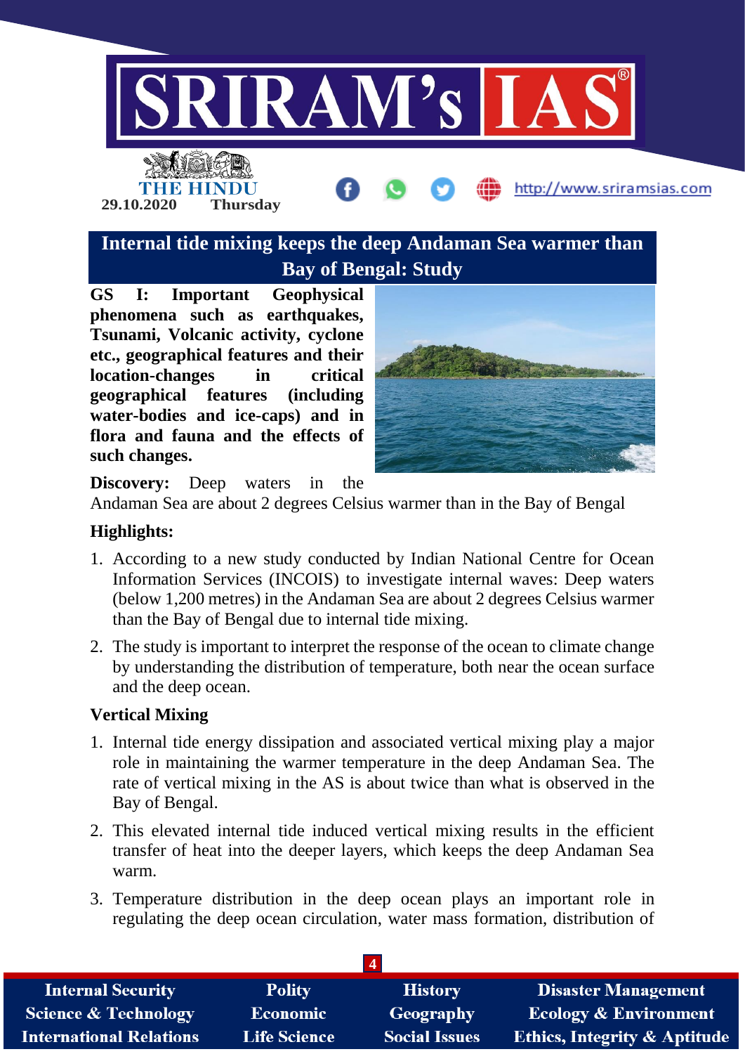## Internal tide mixing keeps the deep Andaman Sea warmer than Bay of Bengal: Study

**GS I: Important Geophysical phenomena such as earthquakes, Tsunami, Volcanic activity, cyclone etc., geographical features and their location-changes in critical geographical features (including water-bodies and ice-caps) and in flora and fauna and the effects of such changes.**

**Discovery:** Deep waters in the Andaman Sea are about 2 degrees Celsius warmer than in the Bay of Bengal

### Highlights:

1. According to a new study conducted by Indian National Centre for Ocean Information Services (INCOIS) to investigate internal waves: Deep waters (below 1,200 metres) in the Andaman Sea are about 2 degrees Celsius warmer than the Bay of Bengal due to internal tide mixing.
2. The study is important to interpret the response of the ocean to climate change by understanding the distribution of temperature, both near the ocean surface and the deep ocean.

### Vertical Mixing

1. Internal tide energy dissipation and associated vertical mixing play a major role in maintaining the warmer temperature in the deep Andaman Sea. The rate of vertical mixing in the AS is about twice than what is observed in the Bay of Bengal.
2. This elevated internal tide induced vertical mixing results in the efficient transfer of heat into the deeper layers, which keeps the deep Andaman Sea warm.
3. Temperature distribution in the deep ocean plays an important role in regulating the deep ocean circulation, water mass formation, distribution of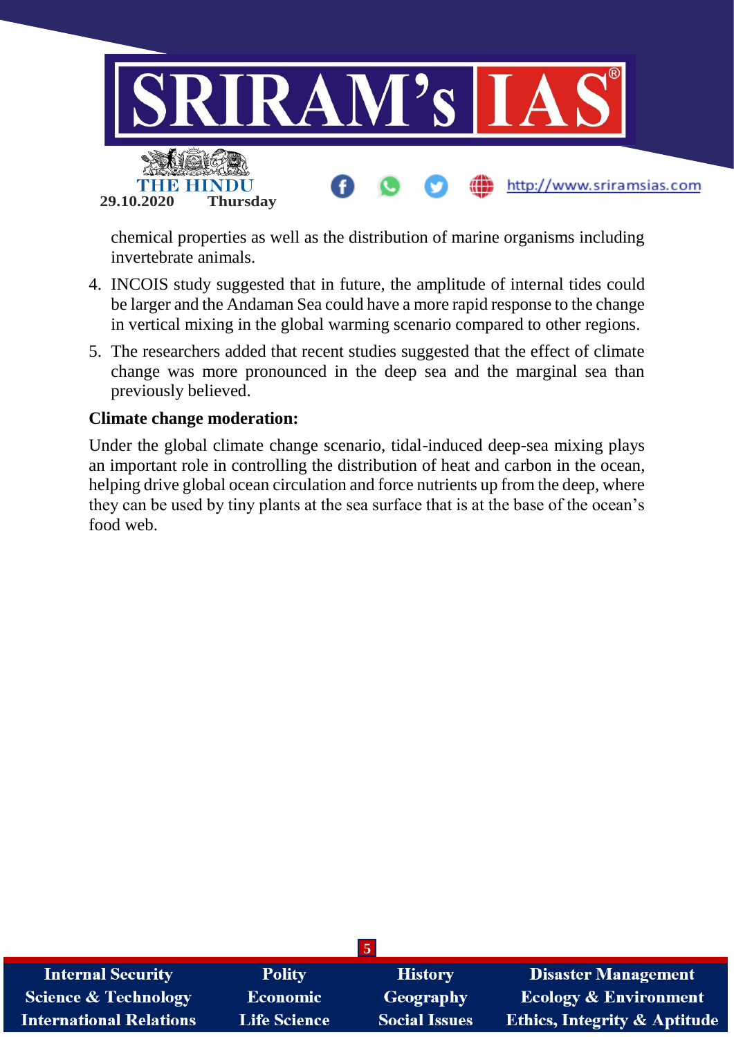chemical properties as well as the distribution of marine organisms including invertebrate animals.

4. INCOIS study suggested that in future, the amplitude of internal tides could be larger and the Andaman Sea could have a more rapid response to the change in vertical mixing in the global warming scenario compared to other regions.
5. The researchers added that recent studies suggested that the effect of climate change was more pronounced in the deep sea and the marginal sea than previously believed.

**Climate change moderation:**

Under the global climate change scenario, tidal-induced deep-sea mixing plays an important role in controlling the distribution of heat and carbon in the ocean, helping drive global ocean circulation and force nutrients up from the deep, where they can be used by tiny plants at the sea surface that is at the base of the ocean's food web.